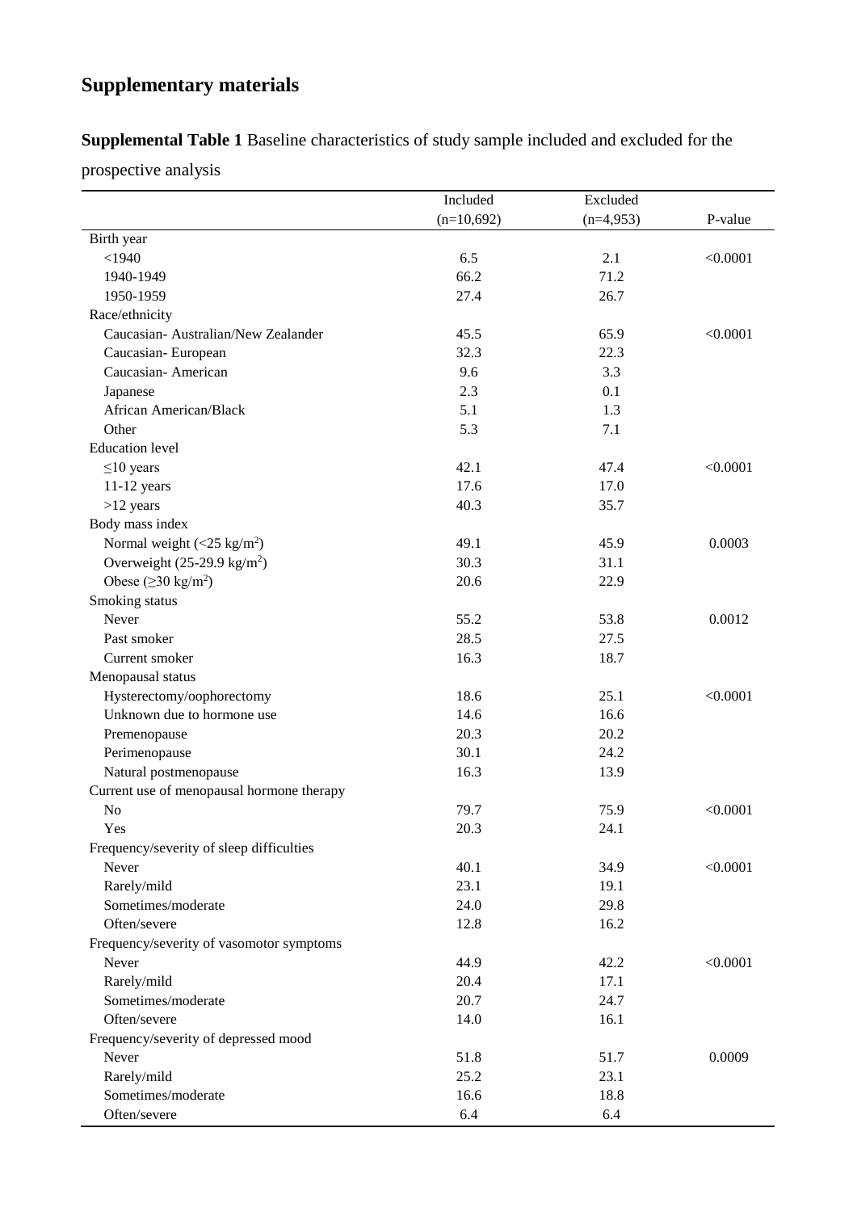# Supplementary materials

**Supplemental Table 1** Baseline characteristics of study sample included and excluded for the prospective analysis

| | Included (n=10,692) | Excluded (n=4,953) | P-value |
|---|---|---|---|
| Birth year | | | |
| <1940 | 6.5 | 2.1 | <0.0001 |
| 1940-1949 | 66.2 | 71.2 | |
| 1950-1959 | 27.4 | 26.7 | |
| Race/ethnicity | | | |
| Caucasian- Australian/New Zealander | 45.5 | 65.9 | <0.0001 |
| Caucasian- European | 32.3 | 22.3 | |
| Caucasian- American | 9.6 | 3.3 | |
| Japanese | 2.3 | 0.1 | |
| African American/Black | 5.1 | 1.3 | |
| Other | 5.3 | 7.1 | |
| Education level | | | |
| ≤10 years | 42.1 | 47.4 | <0.0001 |
| 11-12 years | 17.6 | 17.0 | |
| >12 years | 40.3 | 35.7 | |
| Body mass index | | | |
| Normal weight (<25 kg/m$^2$) | 49.1 | 45.9 | 0.0003 |
| Overweight (25-29.9 kg/m$^2$) | 30.3 | 31.1 | |
| Obese (≥30 kg/m$^2$) | 20.6 | 22.9 | |
| Smoking status | | | |
| Never | 55.2 | 53.8 | 0.0012 |
| Past smoker | 28.5 | 27.5 | |
| Current smoker | 16.3 | 18.7 | |
| Menopausal status | | | |
| Hysterectomy/oophorectomy | 18.6 | 25.1 | <0.0001 |
| Unknown due to hormone use | 14.6 | 16.6 | |
| Premenopause | 20.3 | 20.2 | |
| Perimenopause | 30.1 | 24.2 | |
| Natural postmenopause | 16.3 | 13.9 | |
| Current use of menopausal hormone therapy | | | |
| No | 79.7 | 75.9 | <0.0001 |
| Yes | 20.3 | 24.1 | |
| Frequency/severity of sleep difficulties | | | |
| Never | 40.1 | 34.9 | <0.0001 |
| Rarely/mild | 23.1 | 19.1 | |
| Sometimes/moderate | 24.0 | 29.8 | |
| Often/severe | 12.8 | 16.2 | |
| Frequency/severity of vasomotor symptoms | | | |
| Never | 44.9 | 42.2 | <0.0001 |
| Rarely/mild | 20.4 | 17.1 | |
| Sometimes/moderate | 20.7 | 24.7 | |
| Often/severe | 14.0 | 16.1 | |
| Frequency/severity of depressed mood | | | |
| Never | 51.8 | 51.7 | 0.0009 |
| Rarely/mild | 25.2 | 23.1 | |
| Sometimes/moderate | 16.6 | 18.8 | |
| Often/severe | 6.4 | 6.4 | |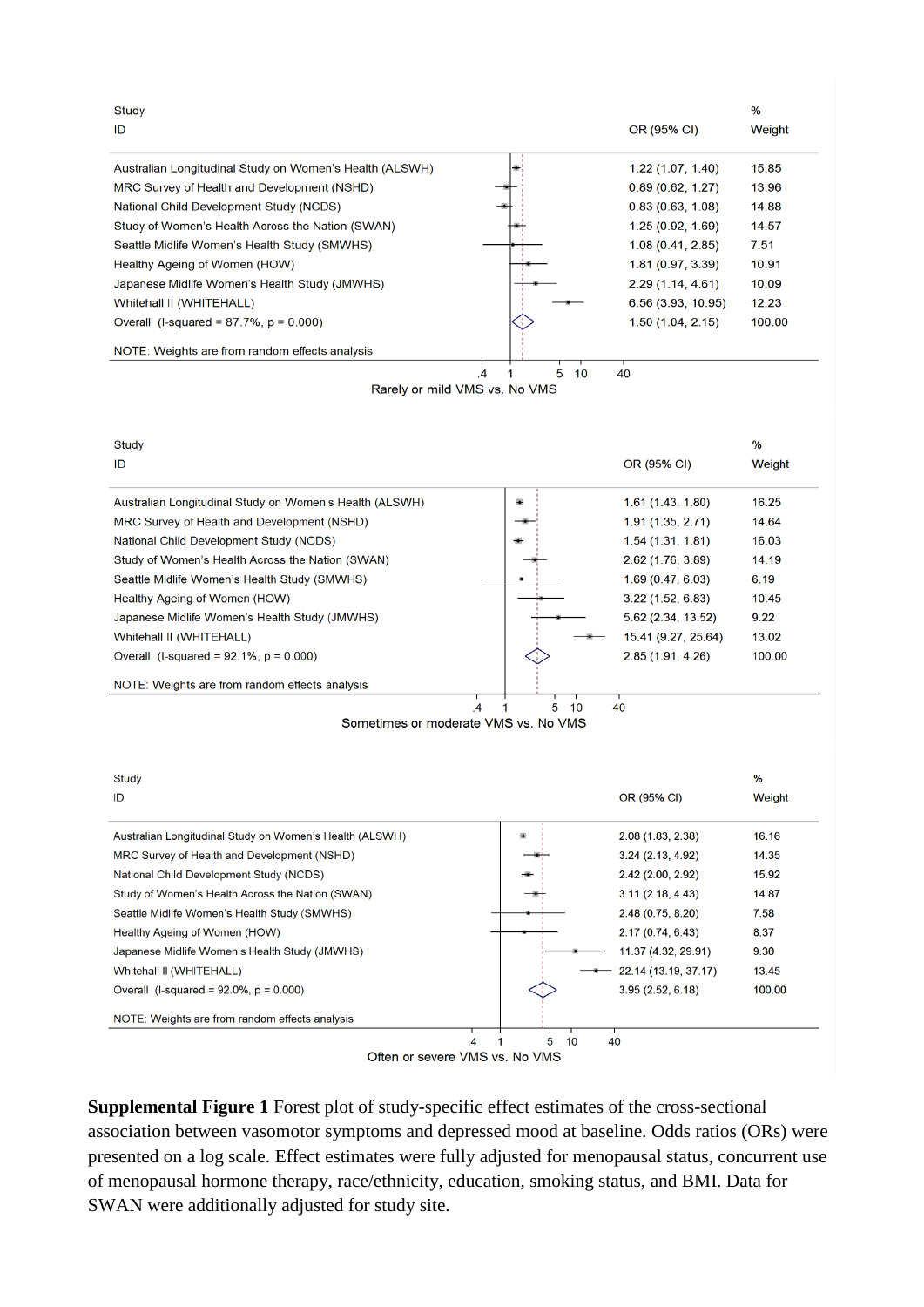Study
ID
OR (95% CI)
%
Weight

Australian Longitudinal Study on Women's Health (ALSWH) 1.22 (1.07, 1.40) 15.85
MRC Survey of Health and Development (NSHD) 0.89 (0.62, 1.27) 13.96
National Child Development Study (NCDS) 0.83 (0.63, 1.08) 14.88
Study of Women's Health Across the Nation (SWAN) 1.25 (0.92, 1.69) 14.57
Seattle Midlife Women's Health Study (SMWHS) 1.08 (0.41, 2.85) 7.51
Healthy Ageing of Women (HOW) 1.81 (0.97, 3.39) 10.91
Japanese Midlife Women's Health Study (JMWHS) 2.29 (1.14, 4.61) 10.09
Whitehall II (WHITEHALL) 6.56 (3.93, 10.95) 12.23
Overall (I-squared = 87.7%, p = 0.000) 1.50 (1.04, 2.15) 100.00

NOTE: Weights are from random effects analysis

.4 1 5 10 40

Rarely or mild VMS vs. No VMS

Study
ID
OR (95% CI)
%
Weight

Australian Longitudinal Study on Women's Health (ALSWH) 1.61 (1.43, 1.80) 16.25
MRC Survey of Health and Development (NSHD) 1.91 (1.35, 2.71) 14.64
National Child Development Study (NCDS) 1.54 (1.31, 1.81) 16.03
Study of Women's Health Across the Nation (SWAN) 2.62 (1.76, 3.89) 14.19
Seattle Midlife Women's Health Study (SMWHS) 1.69 (0.47, 6.03) 6.19
Healthy Ageing of Women (HOW) 3.22 (1.52, 6.83) 10.45
Japanese Midlife Women's Health Study (JMWHS) 5.62 (2.34, 13.52) 9.22
Whitehall II (WHITEHALL) 15.41 (9.27, 25.64) 13.02
Overall (I-squared = 92.1%, p = 0.000) 2.85 (1.91, 4.26) 100.00

NOTE: Weights are from random effects analysis

.4 1 5 10 40

Sometimes or moderate VMS vs. No VMS

Study
ID
OR (95% CI)
%
Weight

Australian Longitudinal Study on Women's Health (ALSWH) 2.08 (1.83, 2.38) 16.16
MRC Survey of Health and Development (NSHD) 3.24 (2.13, 4.92) 14.35
National Child Development Study (NCDS) 2.42 (2.00, 2.92) 15.92
Study of Women's Health Across the Nation (SWAN) 3.11 (2.18, 4.43) 14.87
Seattle Midlife Women's Health Study (SMWHS) 2.48 (0.75, 8.20) 7.58
Healthy Ageing of Women (HOW) 2.17 (0.74, 6.43) 8.37
Japanese Midlife Women's Health Study (JMWHS) 11.37 (4.32, 29.91) 9.30
Whitehall II (WHITEHALL) 22.14 (13.19, 37.17) 13.45
Overall (I-squared = 92.0%, p = 0.000) 3.95 (2.52, 6.18) 100.00

NOTE: Weights are from random effects analysis

.4 1 5 10 40

Often or severe VMS vs. No VMS

**Supplemental Figure 1** Forest plot of study-specific effect estimates of the cross-sectional association between vasomotor symptoms and depressed mood at baseline. Odds ratios (ORs) were presented on a log scale. Effect estimates were fully adjusted for menopausal status, concurrent use of menopausal hormone therapy, race/ethnicity, education, smoking status, and BMI. Data for SWAN were additionally adjusted for study site.